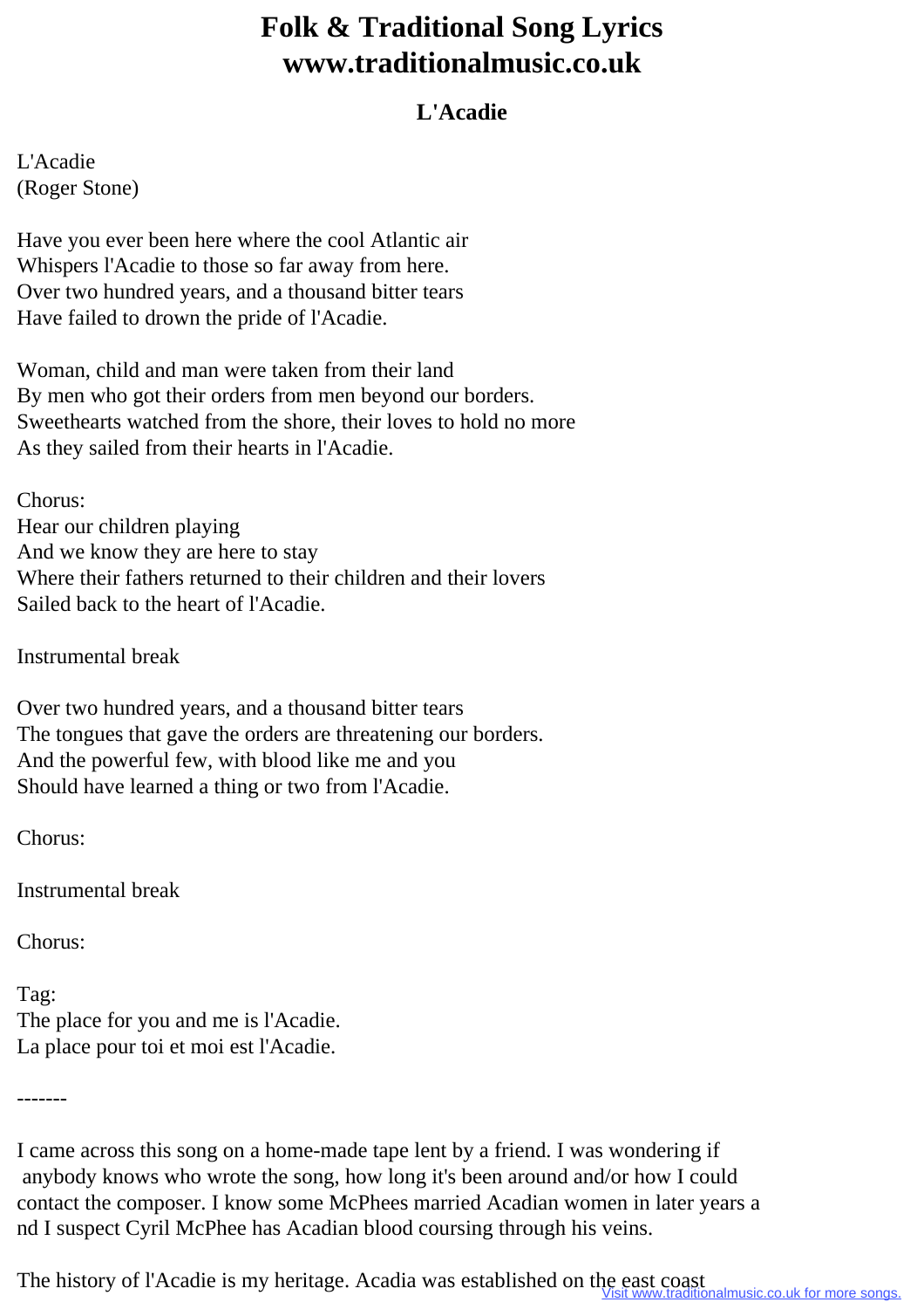# Folk & Traditional Song Lyrics
# www.traditionalmusic.co.uk

## L'Acadie

L'Acadie
(Roger Stone)

Have you ever been here where the cool Atlantic air
Whispers l'Acadie to those so far away from here.
Over two hundred years, and a thousand bitter tears
Have failed to drown the pride of l'Acadie.

Woman, child and man were taken from their land
By men who got their orders from men beyond our borders.
Sweethearts watched from the shore, their loves to hold no more
As they sailed from their hearts in l'Acadie.

Chorus:
Hear our children playing
And we know they are here to stay
Where their fathers returned to their children and their lovers
Sailed back to the heart of l'Acadie.

Instrumental break

Over two hundred years, and a thousand bitter tears
The tongues that gave the orders are threatening our borders.
And the powerful few, with blood like me and you
Should have learned a thing or two from l'Acadie.

Chorus:

Instrumental break

Chorus:

Tag:
The place for you and me is l'Acadie.
La place pour toi et moi est l'Acadie.

-------

I came across this song on a home-made tape lent by a friend. I was wondering if anybody knows who wrote the song, how long it's been around and/or how I could contact the composer. I know some McPhees married Acadian women in later years and I suspect Cyril McPhee has Acadian blood coursing through his veins.

The history of l'Acadie is my heritage. Acadia was established on the east coast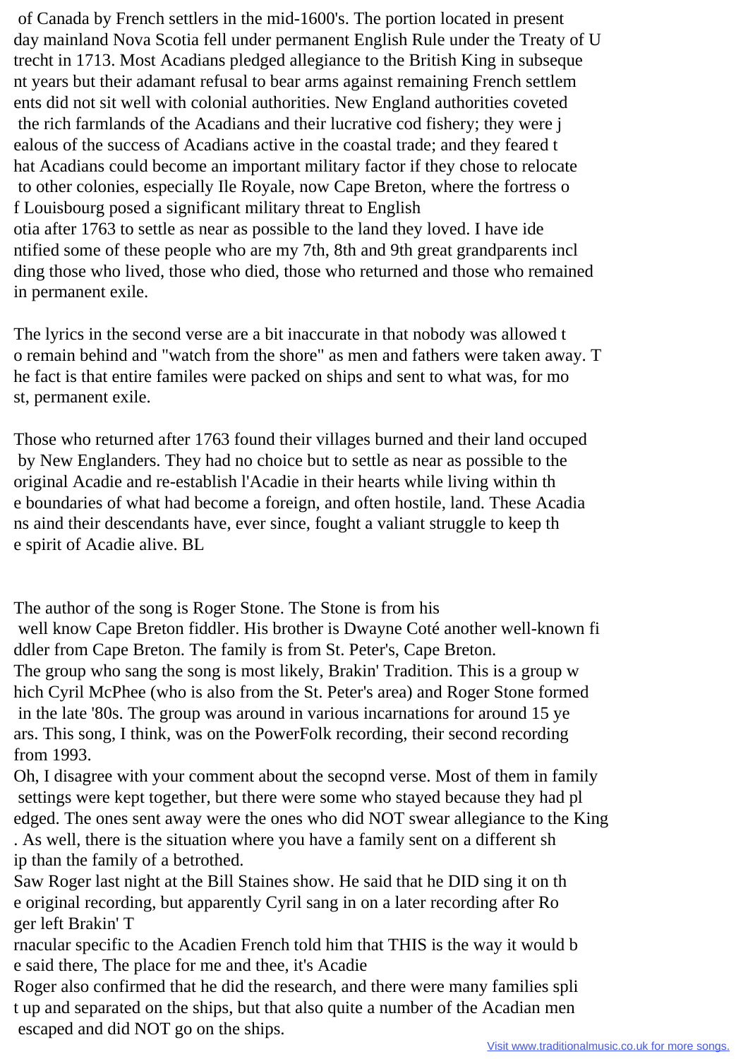of Canada by French settlers in the mid-1600's. The portion located in present day mainland Nova Scotia fell under permanent English Rule under the Treaty of Utrecht in 1713. Most Acadians pledged allegiance to the British King in subsequent years but their adamant refusal to bear arms against remaining French settlements did not sit well with colonial authorities. New England authorities coveted the rich farmlands of the Acadians and their lucrative cod fishery; they were jealous of the success of Acadians active in the coastal trade; and they feared that Acadians could become an important military factor if they chose to relocate to other colonies, especially Ile Royale, now Cape Breton, where the fortress of Louisbourg posed a significant military threat to English
otia after 1763 to settle as near as possible to the land they loved. I have identified some of these people who are my 7th, 8th and 9th great grandparents inclding those who lived, those who died, those who returned and those who remained in permanent exile.

The lyrics in the second verse are a bit inaccurate in that nobody was allowed to remain behind and "watch from the shore" as men and fathers were taken away. The fact is that entire familes were packed on ships and sent to what was, for most, permanent exile.

Those who returned after 1763 found their villages burned and their land occuped by New Englanders. They had no choice but to settle as near as possible to the original Acadie and re-establish l'Acadie in their hearts while living within the boundaries of what had become a foreign, and often hostile, land. These Acadians aind their descendants have, ever since, fought a valiant struggle to keep the spirit of Acadie alive. BL

The author of the song is Roger Stone. The Stone is from his
well know Cape Breton fiddler. His brother is Dwayne Coté another well-known fiddler from Cape Breton. The family is from St. Peter's, Cape Breton.
The group who sang the song is most likely, Brakin' Tradition. This is a group which Cyril McPhee (who is also from the St. Peter's area) and Roger Stone formed in the late '80s. The group was around in various incarnations for around 15 years. This song, I think, was on the PowerFolk recording, their second recording from 1993.
Oh, I disagree with your comment about the secopnd verse. Most of them in family settings were kept together, but there were some who stayed because they had pledged. The ones sent away were the ones who did NOT swear allegiance to the King. As well, there is the situation where you have a family sent on a different ship than the family of a betrothed.
Saw Roger last night at the Bill Staines show. He said that he DID sing it on the original recording, but apparently Cyril sang in on a later recording after Roger left Brakin' T
rnacular specific to the Acadien French told him that THIS is the way it would be said there, The place for me and thee, it's Acadie
Roger also confirmed that he did the research, and there were many families split up and separated on the ships, but that also quite a number of the Acadian men escaped and did NOT go on the ships.

Visit www.traditionalmusic.co.uk for more songs.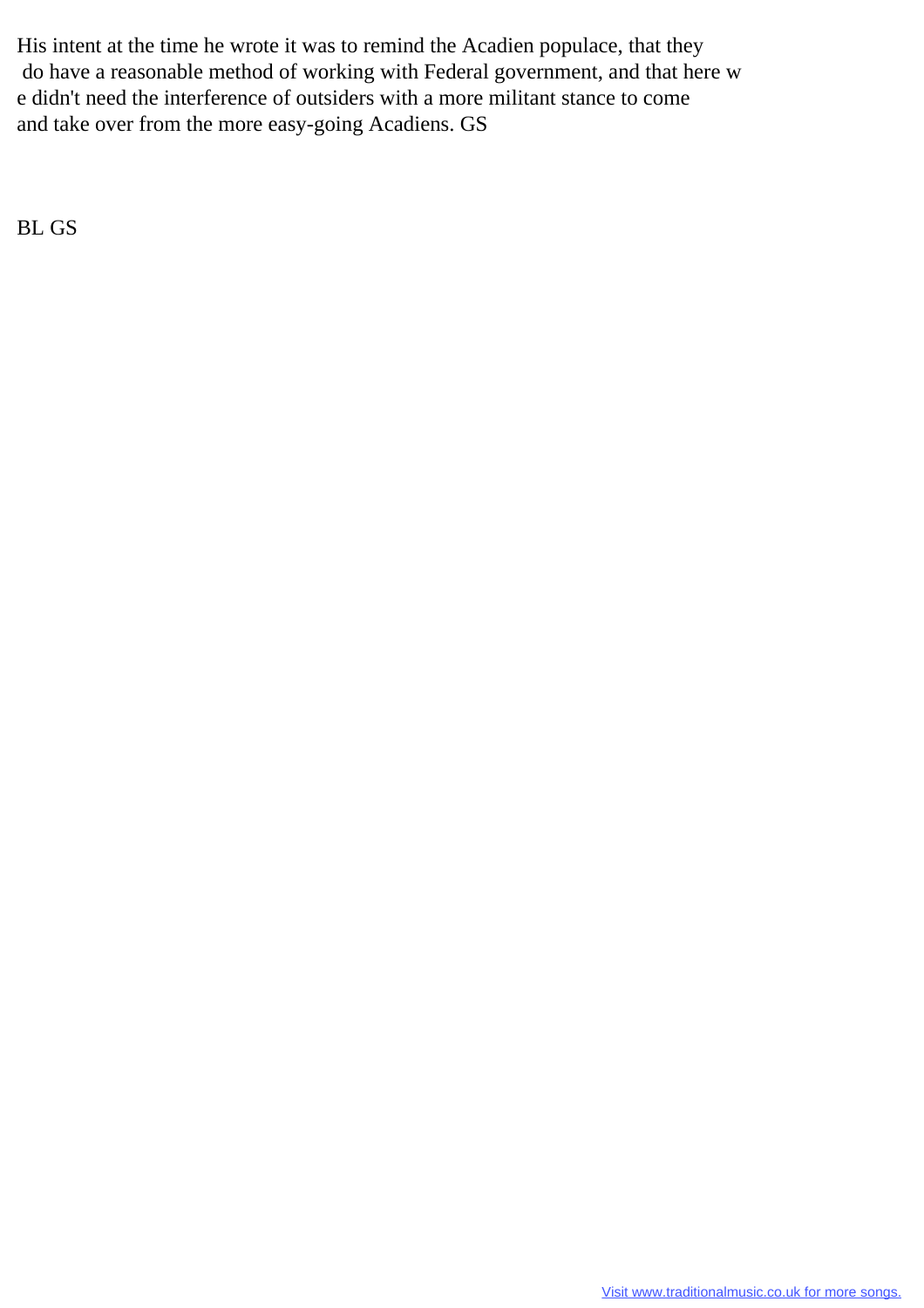His intent at the time he wrote it was to remind the Acadien populace, that they do have a reasonable method of working with Federal government, and that here we didn't need the interference of outsiders with a more militant stance to come and take over from the more easy-going Acadiens. GS

BL GS